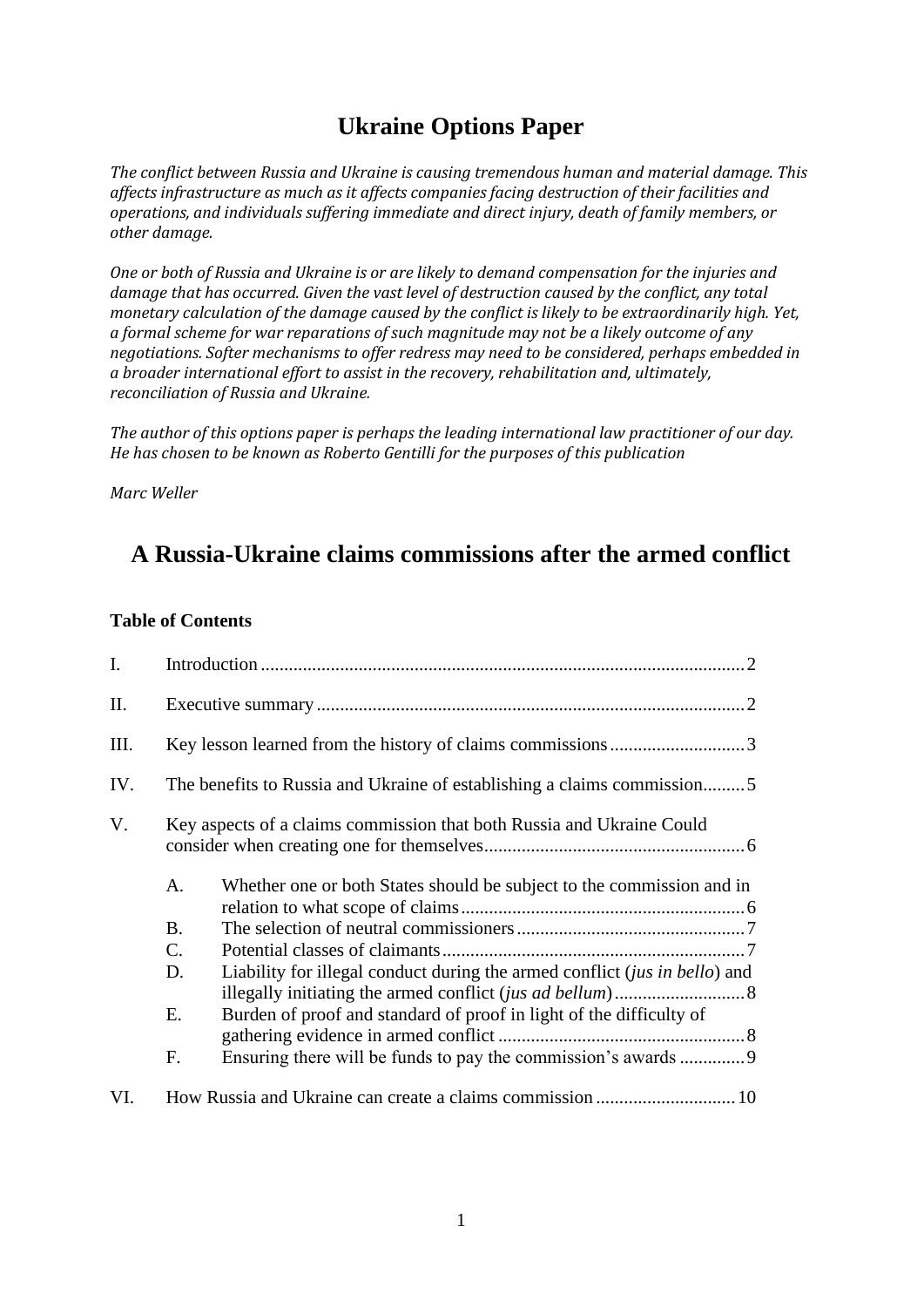# Ukraine Options Paper

*The conflict between Russia and Ukraine is causing tremendous human and material damage. This affects infrastructure as much as it affects companies facing destruction of their facilities and operations, and individuals suffering immediate and direct injury, death of family members, or other damage.*

*One or both of Russia and Ukraine is or are likely to demand compensation for the injuries and damage that has occurred. Given the vast level of destruction caused by the conflict, any total monetary calculation of the damage caused by the conflict is likely to be extraordinarily high. Yet, a formal scheme for war reparations of such magnitude may not be a likely outcome of any negotiations. Softer mechanisms to offer redress may need to be considered, perhaps embedded in a broader international effort to assist in the recovery, rehabilitation and, ultimately, reconciliation of Russia and Ukraine.*

*The author of this options paper is perhaps the leading international law practitioner of our day. He has chosen to be known as Roberto Gentilli for the purposes of this publication*

*Marc Weller*

## A Russia-Ukraine claims commissions after the armed conflict

**Table of Contents**

I. Introduction ........ 2

II. Executive summary ........ 2

III. Key lesson learned from the history of claims commissions ........ 3

IV. The benefits to Russia and Ukraine of establishing a claims commission ........ 5

V. Key aspects of a claims commission that both Russia and Ukraine Could consider when creating one for themselves ........ 6

- A. Whether one or both States should be subject to the commission and in relation to what scope of claims ........ 6
- B. The selection of neutral commissioners ........ 7
- C. Potential classes of claimants ........ 7
- D. Liability for illegal conduct during the armed conflict (*jus in bello*) and illegally initiating the armed conflict (*jus ad bellum*) ........ 8
- E. Burden of proof and standard of proof in light of the difficulty of gathering evidence in armed conflict ........ 8
- F. Ensuring there will be funds to pay the commission's awards ........ 9

VI. How Russia and Ukraine can create a claims commission ........ 10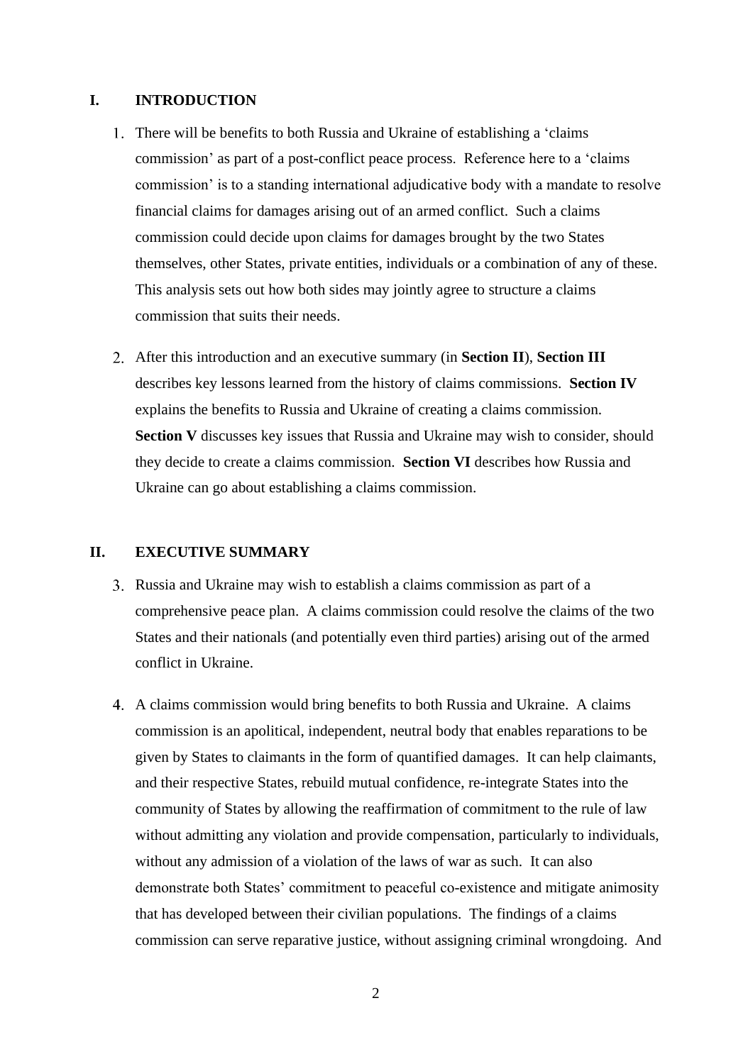## I. INTRODUCTION

1. There will be benefits to both Russia and Ukraine of establishing a 'claims commission' as part of a post-conflict peace process. Reference here to a 'claims commission' is to a standing international adjudicative body with a mandate to resolve financial claims for damages arising out of an armed conflict. Such a claims commission could decide upon claims for damages brought by the two States themselves, other States, private entities, individuals or a combination of any of these. This analysis sets out how both sides may jointly agree to structure a claims commission that suits their needs.

2. After this introduction and an executive summary (in **Section II**), **Section III** describes key lessons learned from the history of claims commissions. **Section IV** explains the benefits to Russia and Ukraine of creating a claims commission. **Section V** discusses key issues that Russia and Ukraine may wish to consider, should they decide to create a claims commission. **Section VI** describes how Russia and Ukraine can go about establishing a claims commission.

## II. EXECUTIVE SUMMARY

3. Russia and Ukraine may wish to establish a claims commission as part of a comprehensive peace plan. A claims commission could resolve the claims of the two States and their nationals (and potentially even third parties) arising out of the armed conflict in Ukraine.

4. A claims commission would bring benefits to both Russia and Ukraine. A claims commission is an apolitical, independent, neutral body that enables reparations to be given by States to claimants in the form of quantified damages. It can help claimants, and their respective States, rebuild mutual confidence, re-integrate States into the community of States by allowing the reaffirmation of commitment to the rule of law without admitting any violation and provide compensation, particularly to individuals, without any admission of a violation of the laws of war as such. It can also demonstrate both States' commitment to peaceful co-existence and mitigate animosity that has developed between their civilian populations. The findings of a claims commission can serve reparative justice, without assigning criminal wrongdoing. And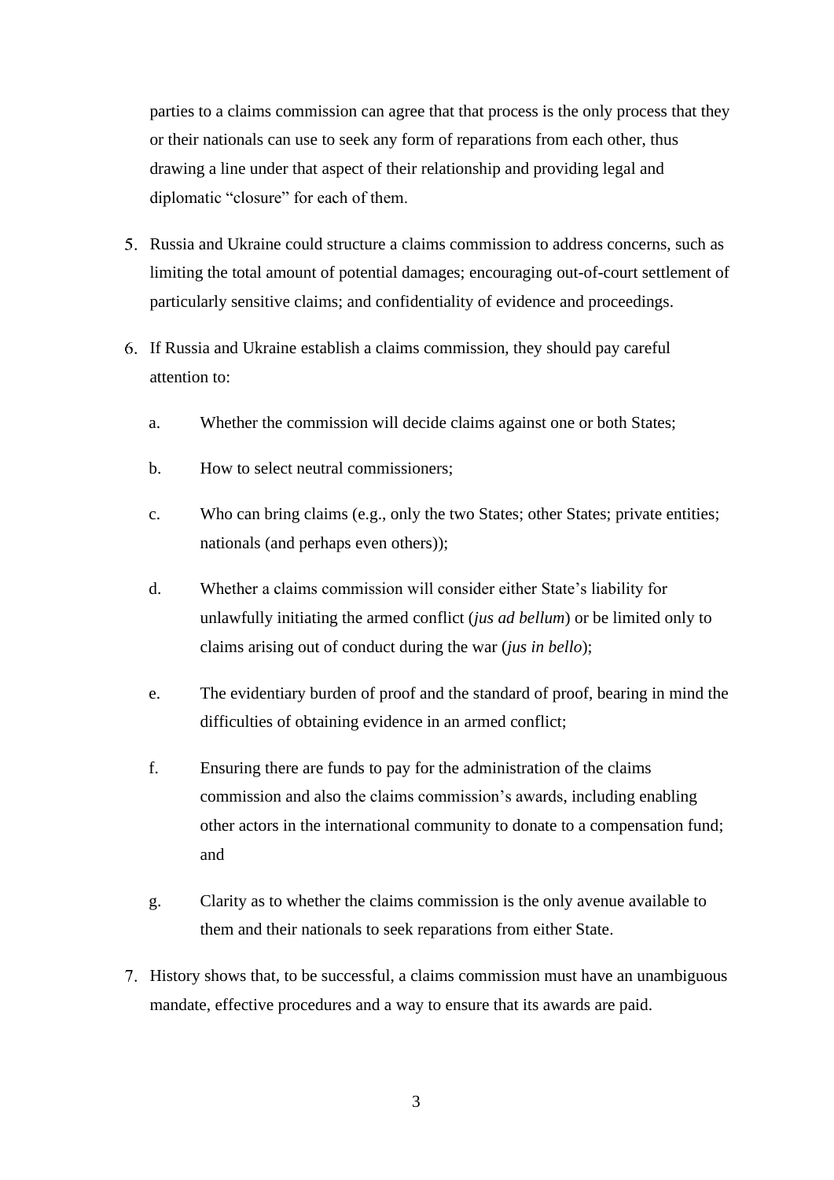parties to a claims commission can agree that that process is the only process that they or their nationals can use to seek any form of reparations from each other, thus drawing a line under that aspect of their relationship and providing legal and diplomatic "closure" for each of them.

5. Russia and Ukraine could structure a claims commission to address concerns, such as limiting the total amount of potential damages; encouraging out-of-court settlement of particularly sensitive claims; and confidentiality of evidence and proceedings.

6. If Russia and Ukraine establish a claims commission, they should pay careful attention to:

   a. Whether the commission will decide claims against one or both States;

   b. How to select neutral commissioners;

   c. Who can bring claims (e.g., only the two States; other States; private entities; nationals (and perhaps even others));

   d. Whether a claims commission will consider either State's liability for unlawfully initiating the armed conflict (*jus ad bellum*) or be limited only to claims arising out of conduct during the war (*jus in bello*);

   e. The evidentiary burden of proof and the standard of proof, bearing in mind the difficulties of obtaining evidence in an armed conflict;

   f. Ensuring there are funds to pay for the administration of the claims commission and also the claims commission's awards, including enabling other actors in the international community to donate to a compensation fund; and

   g. Clarity as to whether the claims commission is the only avenue available to them and their nationals to seek reparations from either State.

7. History shows that, to be successful, a claims commission must have an unambiguous mandate, effective procedures and a way to ensure that its awards are paid.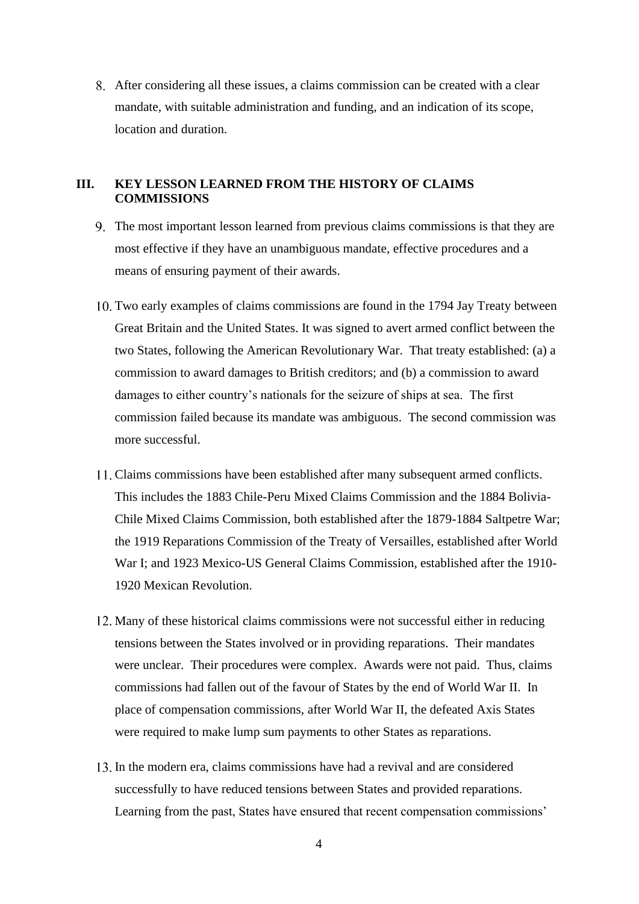8. After considering all these issues, a claims commission can be created with a clear mandate, with suitable administration and funding, and an indication of its scope, location and duration.

## III. KEY LESSON LEARNED FROM THE HISTORY OF CLAIMS COMMISSIONS

9. The most important lesson learned from previous claims commissions is that they are most effective if they have an unambiguous mandate, effective procedures and a means of ensuring payment of their awards.

10. Two early examples of claims commissions are found in the 1794 Jay Treaty between Great Britain and the United States. It was signed to avert armed conflict between the two States, following the American Revolutionary War. That treaty established: (a) a commission to award damages to British creditors; and (b) a commission to award damages to either country's nationals for the seizure of ships at sea. The first commission failed because its mandate was ambiguous. The second commission was more successful.

11. Claims commissions have been established after many subsequent armed conflicts. This includes the 1883 Chile-Peru Mixed Claims Commission and the 1884 Bolivia-Chile Mixed Claims Commission, both established after the 1879-1884 Saltpetre War; the 1919 Reparations Commission of the Treaty of Versailles, established after World War I; and 1923 Mexico-US General Claims Commission, established after the 1910-1920 Mexican Revolution.

12. Many of these historical claims commissions were not successful either in reducing tensions between the States involved or in providing reparations. Their mandates were unclear. Their procedures were complex. Awards were not paid. Thus, claims commissions had fallen out of the favour of States by the end of World War II. In place of compensation commissions, after World War II, the defeated Axis States were required to make lump sum payments to other States as reparations.

13. In the modern era, claims commissions have had a revival and are considered successfully to have reduced tensions between States and provided reparations. Learning from the past, States have ensured that recent compensation commissions'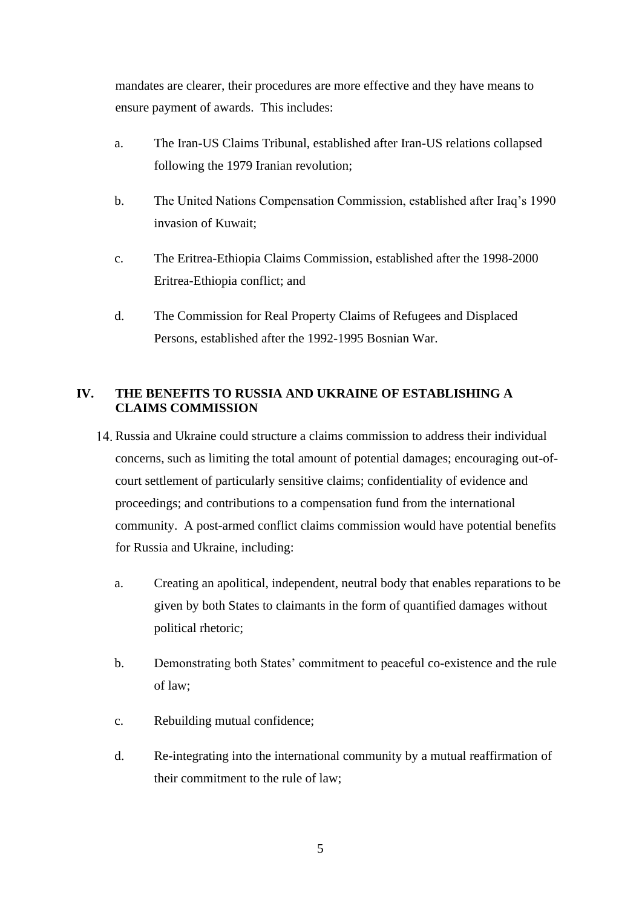mandates are clearer, their procedures are more effective and they have means to ensure payment of awards. This includes:

a. The Iran-US Claims Tribunal, established after Iran-US relations collapsed following the 1979 Iranian revolution;

b. The United Nations Compensation Commission, established after Iraq's 1990 invasion of Kuwait;

c. The Eritrea-Ethiopia Claims Commission, established after the 1998-2000 Eritrea-Ethiopia conflict; and

d. The Commission for Real Property Claims of Refugees and Displaced Persons, established after the 1992-1995 Bosnian War.

## IV. THE BENEFITS TO RUSSIA AND UKRAINE OF ESTABLISHING A CLAIMS COMMISSION

14. Russia and Ukraine could structure a claims commission to address their individual concerns, such as limiting the total amount of potential damages; encouraging out-of-court settlement of particularly sensitive claims; confidentiality of evidence and proceedings; and contributions to a compensation fund from the international community. A post-armed conflict claims commission would have potential benefits for Russia and Ukraine, including:

a. Creating an apolitical, independent, neutral body that enables reparations to be given by both States to claimants in the form of quantified damages without political rhetoric;

b. Demonstrating both States' commitment to peaceful co-existence and the rule of law;

c. Rebuilding mutual confidence;

d. Re-integrating into the international community by a mutual reaffirmation of their commitment to the rule of law;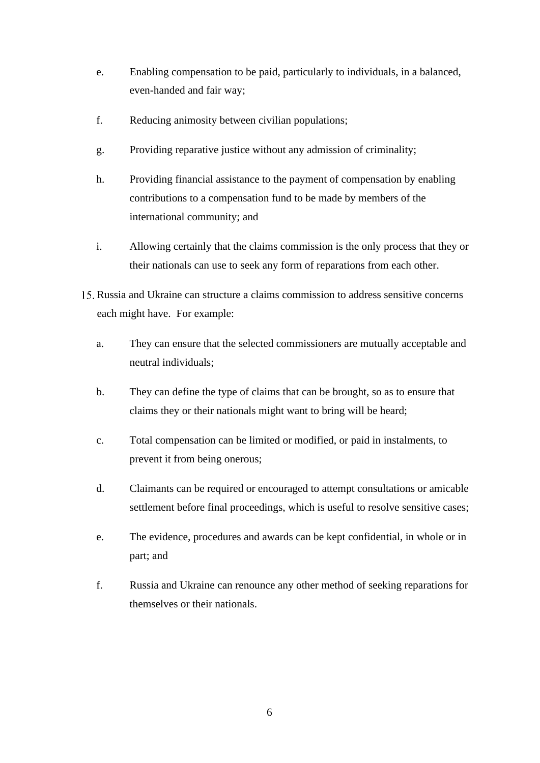e. Enabling compensation to be paid, particularly to individuals, in a balanced, even-handed and fair way;

f. Reducing animosity between civilian populations;

g. Providing reparative justice without any admission of criminality;

h. Providing financial assistance to the payment of compensation by enabling contributions to a compensation fund to be made by members of the international community; and

i. Allowing certainly that the claims commission is the only process that they or their nationals can use to seek any form of reparations from each other.

15. Russia and Ukraine can structure a claims commission to address sensitive concerns each might have. For example:

a. They can ensure that the selected commissioners are mutually acceptable and neutral individuals;

b. They can define the type of claims that can be brought, so as to ensure that claims they or their nationals might want to bring will be heard;

c. Total compensation can be limited or modified, or paid in instalments, to prevent it from being onerous;

d. Claimants can be required or encouraged to attempt consultations or amicable settlement before final proceedings, which is useful to resolve sensitive cases;

e. The evidence, procedures and awards can be kept confidential, in whole or in part; and

f. Russia and Ukraine can renounce any other method of seeking reparations for themselves or their nationals.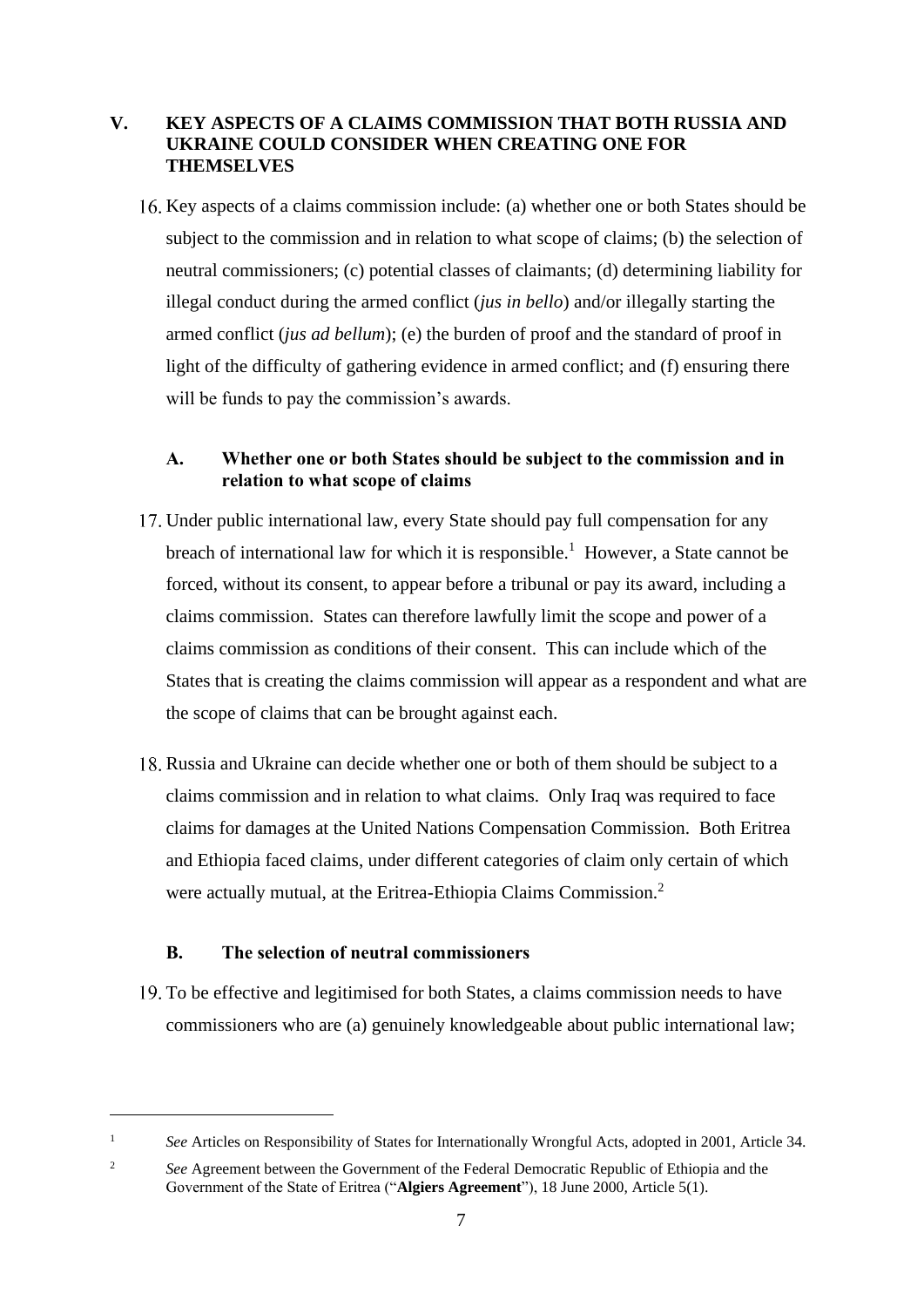## V. KEY ASPECTS OF A CLAIMS COMMISSION THAT BOTH RUSSIA AND UKRAINE COULD CONSIDER WHEN CREATING ONE FOR THEMSELVES

16. Key aspects of a claims commission include: (a) whether one or both States should be subject to the commission and in relation to what scope of claims; (b) the selection of neutral commissioners; (c) potential classes of claimants; (d) determining liability for illegal conduct during the armed conflict (*jus in bello*) and/or illegally starting the armed conflict (*jus ad bellum*); (e) the burden of proof and the standard of proof in light of the difficulty of gathering evidence in armed conflict; and (f) ensuring there will be funds to pay the commission's awards.

### A. Whether one or both States should be subject to the commission and in relation to what scope of claims

17. Under public international law, every State should pay full compensation for any breach of international law for which it is responsible.[1] However, a State cannot be forced, without its consent, to appear before a tribunal or pay its award, including a claims commission. States can therefore lawfully limit the scope and power of a claims commission as conditions of their consent. This can include which of the States that is creating the claims commission will appear as a respondent and what are the scope of claims that can be brought against each.

18. Russia and Ukraine can decide whether one or both of them should be subject to a claims commission and in relation to what claims. Only Iraq was required to face claims for damages at the United Nations Compensation Commission. Both Eritrea and Ethiopia faced claims, under different categories of claim only certain of which were actually mutual, at the Eritrea-Ethiopia Claims Commission.[2]

### B. The selection of neutral commissioners

19. To be effective and legitimised for both States, a claims commission needs to have commissioners who are (a) genuinely knowledgeable about public international law;

---

[1] *See* Articles on Responsibility of States for Internationally Wrongful Acts, adopted in 2001, Article 34.

[2] *See* Agreement between the Government of the Federal Democratic Republic of Ethiopia and the Government of the State of Eritrea ("**Algiers Agreement**"), 18 June 2000, Article 5(1).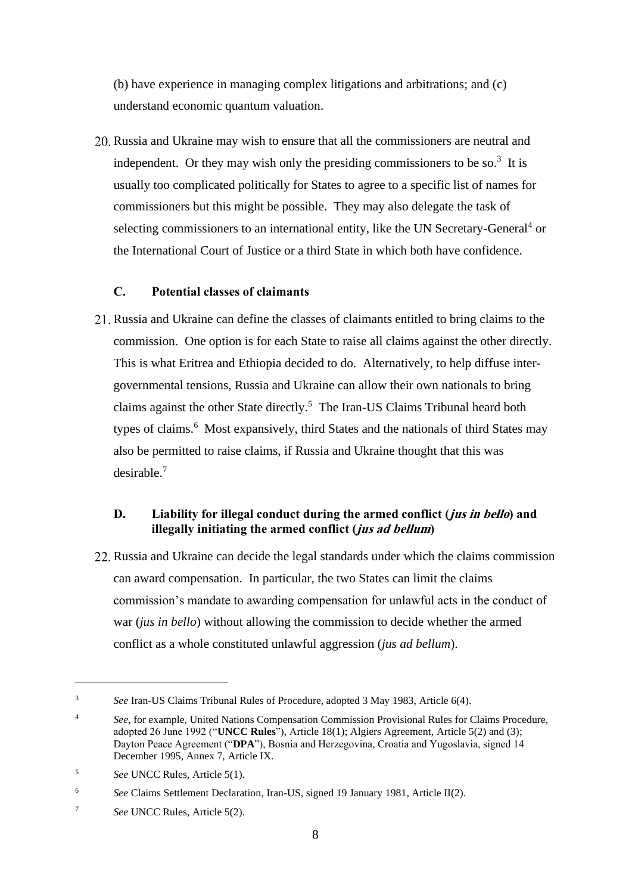(b) have experience in managing complex litigations and arbitrations; and (c) understand economic quantum valuation.

20. Russia and Ukraine may wish to ensure that all the commissioners are neutral and independent. Or they may wish only the presiding commissioners to be so.[3] It is usually too complicated politically for States to agree to a specific list of names for commissioners but this might be possible. They may also delegate the task of selecting commissioners to an international entity, like the UN Secretary-General[4] or the International Court of Justice or a third State in which both have confidence.

### C. Potential classes of claimants

21. Russia and Ukraine can define the classes of claimants entitled to bring claims to the commission. One option is for each State to raise all claims against the other directly. This is what Eritrea and Ethiopia decided to do. Alternatively, to help diffuse inter-governmental tensions, Russia and Ukraine can allow their own nationals to bring claims against the other State directly.[5] The Iran-US Claims Tribunal heard both types of claims.[6] Most expansively, third States and the nationals of third States may also be permitted to raise claims, if Russia and Ukraine thought that this was desirable.[7]

### D. Liability for illegal conduct during the armed conflict (*jus in bello*) and illegally initiating the armed conflict (*jus ad bellum*)

22. Russia and Ukraine can decide the legal standards under which the claims commission can award compensation. In particular, the two States can limit the claims commission's mandate to awarding compensation for unlawful acts in the conduct of war (*jus in bello*) without allowing the commission to decide whether the armed conflict as a whole constituted unlawful aggression (*jus ad bellum*).

---

[3] *See* Iran-US Claims Tribunal Rules of Procedure, adopted 3 May 1983, Article 6(4).

[4] *See*, for example, United Nations Compensation Commission Provisional Rules for Claims Procedure, adopted 26 June 1992 ("**UNCC Rules**"), Article 18(1); Algiers Agreement, Article 5(2) and (3); Dayton Peace Agreement ("**DPA**"), Bosnia and Herzegovina, Croatia and Yugoslavia, signed 14 December 1995, Annex 7, Article IX.

[5] *See* UNCC Rules, Article 5(1).

[6] *See* Claims Settlement Declaration, Iran-US, signed 19 January 1981, Article II(2).

[7] *See* UNCC Rules, Article 5(2).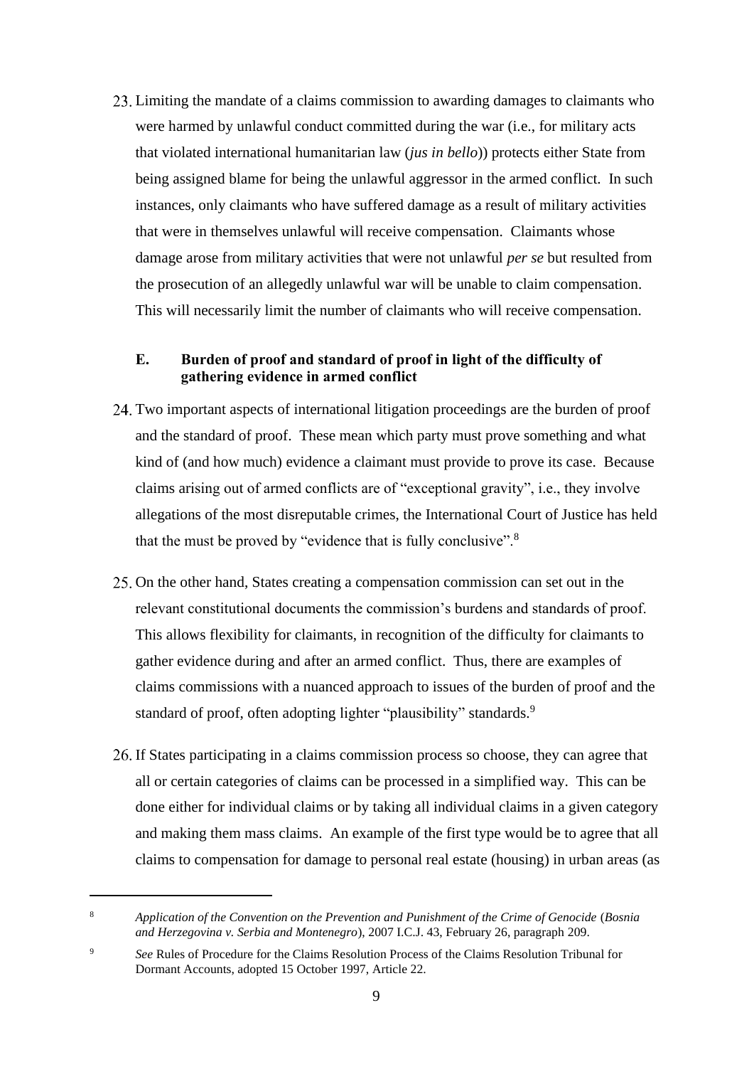23. Limiting the mandate of a claims commission to awarding damages to claimants who were harmed by unlawful conduct committed during the war (i.e., for military acts that violated international humanitarian law (*jus in bello*)) protects either State from being assigned blame for being the unlawful aggressor in the armed conflict. In such instances, only claimants who have suffered damage as a result of military activities that were in themselves unlawful will receive compensation. Claimants whose damage arose from military activities that were not unlawful *per se* but resulted from the prosecution of an allegedly unlawful war will be unable to claim compensation. This will necessarily limit the number of claimants who will receive compensation.

### E. Burden of proof and standard of proof in light of the difficulty of gathering evidence in armed conflict

24. Two important aspects of international litigation proceedings are the burden of proof and the standard of proof. These mean which party must prove something and what kind of (and how much) evidence a claimant must provide to prove its case. Because claims arising out of armed conflicts are of "exceptional gravity", i.e., they involve allegations of the most disreputable crimes, the International Court of Justice has held that the must be proved by "evidence that is fully conclusive".[8]

25. On the other hand, States creating a compensation commission can set out in the relevant constitutional documents the commission's burdens and standards of proof. This allows flexibility for claimants, in recognition of the difficulty for claimants to gather evidence during and after an armed conflict. Thus, there are examples of claims commissions with a nuanced approach to issues of the burden of proof and the standard of proof, often adopting lighter "plausibility" standards.[9]

26. If States participating in a claims commission process so choose, they can agree that all or certain categories of claims can be processed in a simplified way. This can be done either for individual claims or by taking all individual claims in a given category and making them mass claims. An example of the first type would be to agree that all claims to compensation for damage to personal real estate (housing) in urban areas (as

---

[8] *Application of the Convention on the Prevention and Punishment of the Crime of Genocide* (*Bosnia and Herzegovina v. Serbia and Montenegro*), 2007 I.C.J. 43, February 26, paragraph 209.

[9] *See* Rules of Procedure for the Claims Resolution Process of the Claims Resolution Tribunal for Dormant Accounts, adopted 15 October 1997, Article 22.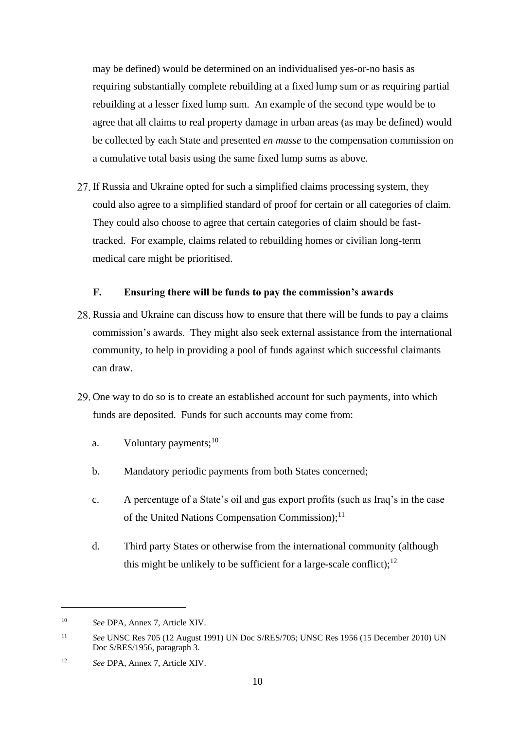may be defined) would be determined on an individualised yes-or-no basis as requiring substantially complete rebuilding at a fixed lump sum or as requiring partial rebuilding at a lesser fixed lump sum. An example of the second type would be to agree that all claims to real property damage in urban areas (as may be defined) would be collected by each State and presented *en masse* to the compensation commission on a cumulative total basis using the same fixed lump sums as above.

27. If Russia and Ukraine opted for such a simplified claims processing system, they could also agree to a simplified standard of proof for certain or all categories of claim. They could also choose to agree that certain categories of claim should be fast-tracked. For example, claims related to rebuilding homes or civilian long-term medical care might be prioritised.

### F. Ensuring there will be funds to pay the commission's awards

28. Russia and Ukraine can discuss how to ensure that there will be funds to pay a claims commission's awards. They might also seek external assistance from the international community, to help in providing a pool of funds against which successful claimants can draw.

29. One way to do so is to create an established account for such payments, into which funds are deposited. Funds for such accounts may come from:

    a. Voluntary payments;[10]

    b. Mandatory periodic payments from both States concerned;

    c. A percentage of a State's oil and gas export profits (such as Iraq's in the case of the United Nations Compensation Commission);[11]

    d. Third party States or otherwise from the international community (although this might be unlikely to be sufficient for a large-scale conflict);[12]

---

[10] *See* DPA, Annex 7, Article XIV.

[11] *See* UNSC Res 705 (12 August 1991) UN Doc S/RES/705; UNSC Res 1956 (15 December 2010) UN Doc S/RES/1956, paragraph 3.

[12] *See* DPA, Annex 7, Article XIV.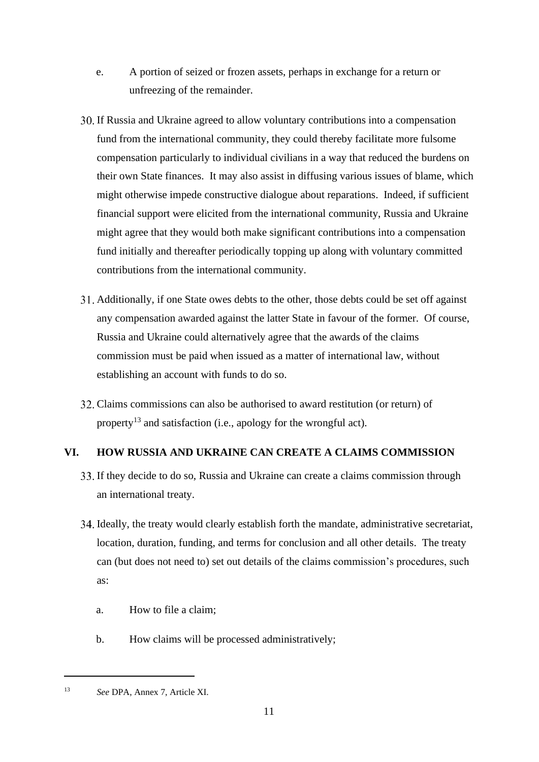e. A portion of seized or frozen assets, perhaps in exchange for a return or unfreezing of the remainder.

30. If Russia and Ukraine agreed to allow voluntary contributions into a compensation fund from the international community, they could thereby facilitate more fulsome compensation particularly to individual civilians in a way that reduced the burdens on their own State finances. It may also assist in diffusing various issues of blame, which might otherwise impede constructive dialogue about reparations. Indeed, if sufficient financial support were elicited from the international community, Russia and Ukraine might agree that they would both make significant contributions into a compensation fund initially and thereafter periodically topping up along with voluntary committed contributions from the international community.

31. Additionally, if one State owes debts to the other, those debts could be set off against any compensation awarded against the latter State in favour of the former. Of course, Russia and Ukraine could alternatively agree that the awards of the claims commission must be paid when issued as a matter of international law, without establishing an account with funds to do so.

32. Claims commissions can also be authorised to award restitution (or return) of property[13] and satisfaction (i.e., apology for the wrongful act).

## VI. HOW RUSSIA AND UKRAINE CAN CREATE A CLAIMS COMMISSION

33. If they decide to do so, Russia and Ukraine can create a claims commission through an international treaty.

34. Ideally, the treaty would clearly establish forth the mandate, administrative secretariat, location, duration, funding, and terms for conclusion and all other details. The treaty can (but does not need to) set out details of the claims commission's procedures, such as:

    a. How to file a claim;

    b. How claims will be processed administratively;

---

[13] *See* DPA, Annex 7, Article XI.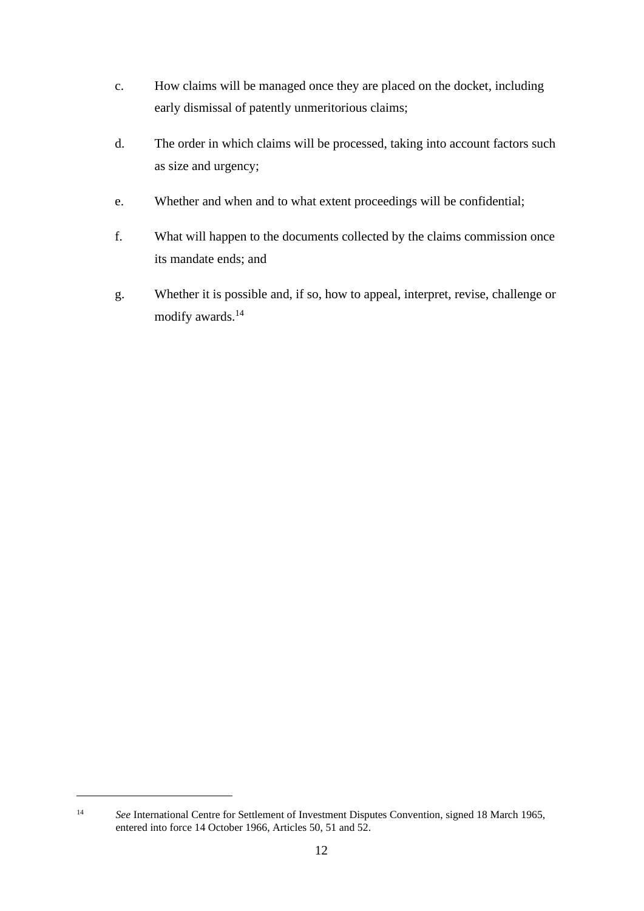c. How claims will be managed once they are placed on the docket, including early dismissal of patently unmeritorious claims;

d. The order in which claims will be processed, taking into account factors such as size and urgency;

e. Whether and when and to what extent proceedings will be confidential;

f. What will happen to the documents collected by the claims commission once its mandate ends; and

g. Whether it is possible and, if so, how to appeal, interpret, revise, challenge or modify awards.[14]

---

[14] *See* International Centre for Settlement of Investment Disputes Convention, signed 18 March 1965, entered into force 14 October 1966, Articles 50, 51 and 52.